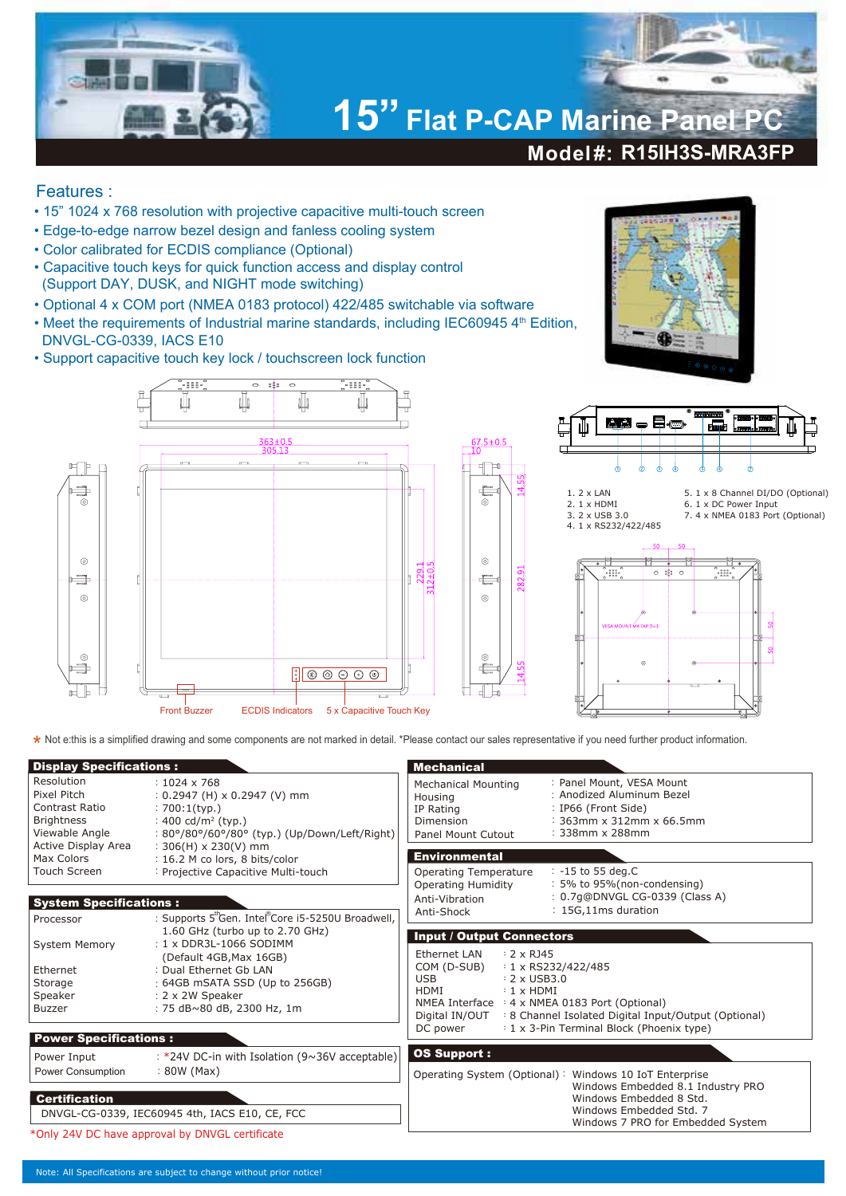# 15" Flat P-CAP Marine Panel PC

## Model#: R15IH3S-MRA3FP

## Features :

- 15" 1024 x 768 resolution with projective capacitive multi-touch screen
- Edge-to-edge narrow bezel design and fanless cooling system
- Color calibrated for ECDIS compliance (Optional)
- Capacitive touch keys for quick function access and display control (Support DAY, DUSK, and NIGHT mode switching)
- Optional 4 x COM port (NMEA 0183 protocol) 422/485 switchable via software
- Meet the requirements of Industrial marine standards, including IEC60945 4th Edition, DNVGL-CG-0339, IACS E10
- Support capacitive touch key lock / touchscreen lock function

Front Buzzer | ECDIS Indicators | 5 x Capacitive Touch Key

1. 2 x LAN
2. 1 x HDMI
3. 2 x USB 3.0
4. 1 x RS232/422/485
5. 1 x 8 Channel DI/DO (Optional)
6. 1 x DC Power Input
7. 4 x NMEA 0183 Port (Optional)

* Note:this is a simplified drawing and some components are not marked in detail. *Please contact our sales representative if you need further product information.

### Display Specifications :

| | |
|---|---|
| Resolution | : 1024 x 768 |
| Pixel Pitch | : 0.2947 (H) x 0.2947 (V) mm |
| Contrast Ratio | : 700:1(typ.) |
| Brightness | : 400 cd/m² (typ.) |
| Viewable Angle | : 80°/80°/60°/80° (typ.) (Up/Down/Left/Right) |
| Active Display Area | : 306(H) x 230(V) mm |
| Max Colors | : 16.2 M co lors, 8 bits/color |
| Touch Screen | : Projective Capacitive Multi-touch |

### System Specifications :

| | |
|---|---|
| Processor | : Supports 5thGen. Intel®Core i5-5250U Broadwell, 1.60 GHz (turbo up to 2.70 GHz) |
| System Memory | : 1 x DDR3L-1066 SODIMM (Default 4GB,Max 16GB) |
| Ethernet | : Dual Ethernet Gb LAN |
| Storage | : 64GB mSATA SSD (Up to 256GB) |
| Speaker | : 2 x 2W Speaker |
| Buzzer | : 75 dB~80 dB, 2300 Hz, 1m |

### Power Specifications :

| | |
|---|---|
| Power Input | : *24V DC-in with Isolation (9~36V acceptable) |
| Power Consumption | : 80W (Max) |

### Certification

DNVGL-CG-0339, IEC60945 4th, IACS E10, CE, FCC

*Only 24V DC have approval by DNVGL certificate

### Mechanical

| | |
|---|---|
| Mechanical Mounting | : Panel Mount, VESA Mount |
| Housing | : Anodized Aluminum Bezel |
| IP Rating | : IP66 (Front Side) |
| Dimension | : 363mm x 312mm x 66.5mm |
| Panel Mount Cutout | : 338mm x 288mm |

### Environmental

| | |
|---|---|
| Operating Temperature | : -15 to 55 deg.C |
| Operating Humidity | : 5% to 95%(non-condensing) |
| Anti-Vibration | : 0.7g@DNVGL CG-0339 (Class A) |
| Anti-Shock | : 15G,11ms duration |

### Input / Output Connectors

| | |
|---|---|
| Ethernet LAN | : 2 x RJ45 |
| COM (D-SUB) | : 1 x RS232/422/485 |
| USB | : 2 x USB3.0 |
| HDMI | : 1 x HDMI |
| NMEA Interface | : 4 x NMEA 0183 Port (Optional) |
| Digital IN/OUT | : 8 Channel Isolated Digital Input/Output (Optional) |
| DC power | : 1 x 3-Pin Terminal Block (Phoenix type) |

### OS Support :

Operating System (Optional) : Windows 10 IoT Enterprise
Windows Embedded 8.1 Industry PRO
Windows Embedded 8 Std.
Windows Embedded Std. 7
Windows 7 PRO for Embedded System

Note: All Specifications are subject to change without prior notice!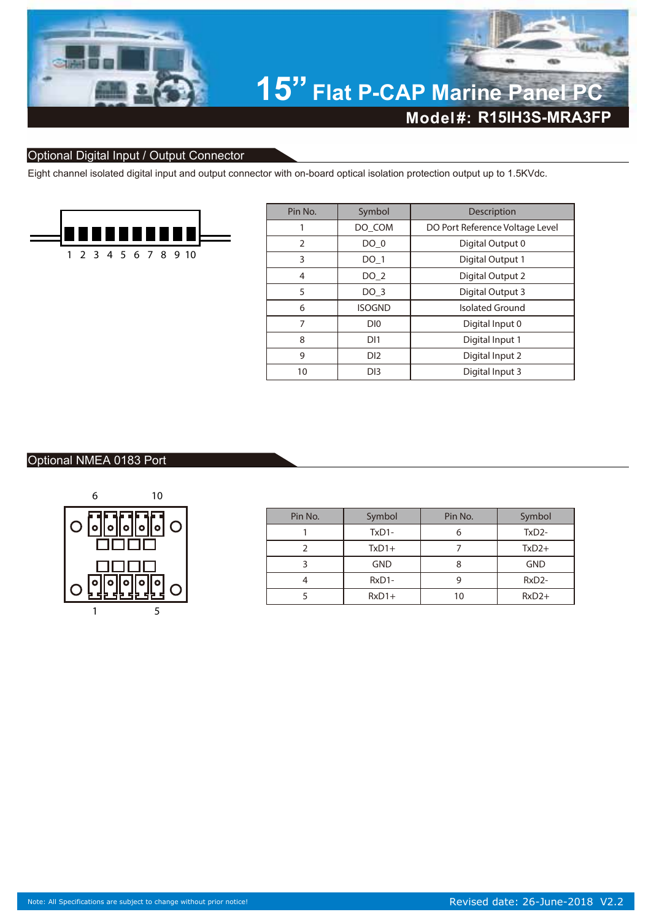# 15" Flat P-CAP Marine Panel PC

**Model#: R15IH3S-MRA3FP**

## Optional Digital Input / Output Connector

Eight channel isolated digital input and output connector with on-board optical isolation protection output up to 1.5KVdc.

1 2 3 4 5 6 7 8 9 10

| Pin No. | Symbol | Description |
|---|---|---|
| 1 | DO_COM | DO Port Reference Voltage Level |
| 2 | DO_0 | Digital Output 0 |
| 3 | DO_1 | Digital Output 1 |
| 4 | DO_2 | Digital Output 2 |
| 5 | DO_3 | Digital Output 3 |
| 6 | ISOGND | Isolated Ground |
| 7 | DI0 | Digital Input 0 |
| 8 | DI1 | Digital Input 1 |
| 9 | DI2 | Digital Input 2 |
| 10 | DI3 | Digital Input 3 |

## Optional NMEA 0183 Port

6 10

1 5

| Pin No. | Symbol | Pin No. | Symbol |
|---|---|---|---|
| 1 | TxD1- | 6 | TxD2- |
| 2 | TxD1+ | 7 | TxD2+ |
| 3 | GND | 8 | GND |
| 4 | RxD1- | 9 | RxD2- |
| 5 | RxD1+ | 10 | RxD2+ |

Note: All Specifications are subject to change without prior notice!

Revised date: 26-June-2018 V2.2